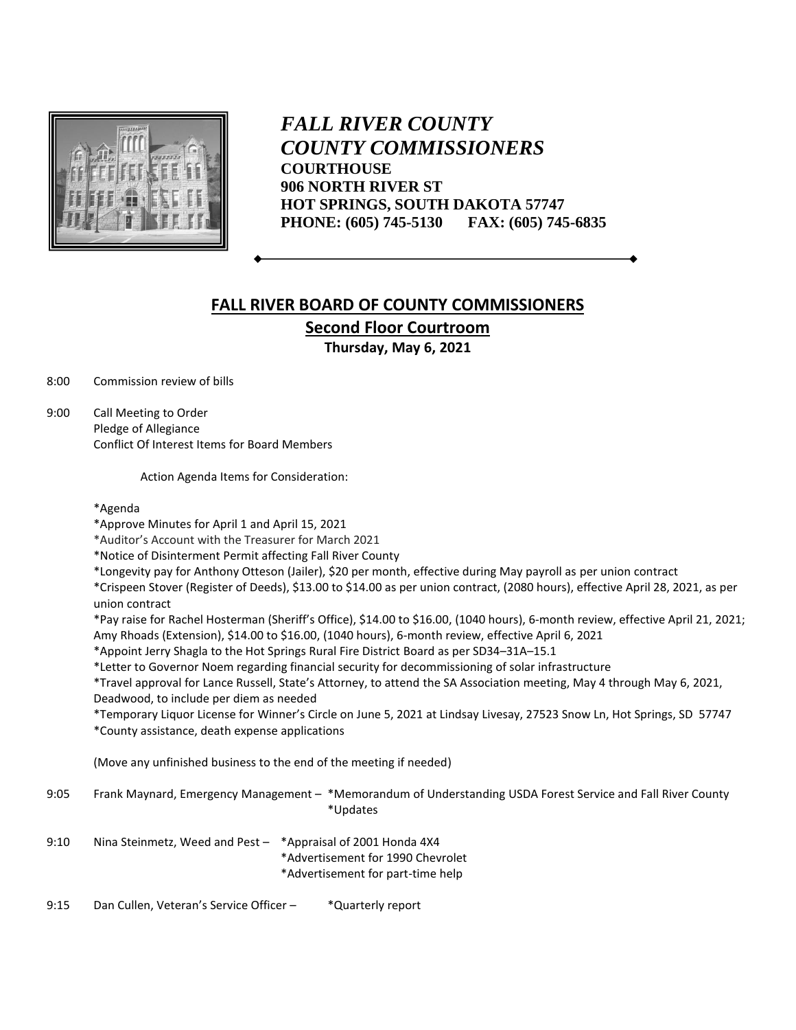# *FALL RIVER COUNTY*
# *COUNTY COMMISSIONERS*

**COURTHOUSE**
**906 NORTH RIVER ST**
**HOT SPRINGS, SOUTH DAKOTA 57747**
**PHONE: (605) 745-5130 FAX: (605) 745-6835**

## FALL RIVER BOARD OF COUNTY COMMISSIONERS

### Second Floor Courtroom

**Thursday, May 6, 2021**

8:00 Commission review of bills

9:00 Call Meeting to Order
Pledge of Allegiance
Conflict Of Interest Items for Board Members

Action Agenda Items for Consideration:

*Agenda
*Approve Minutes for April 1 and April 15, 2021
*Auditor's Account with the Treasurer for March 2021
*Notice of Disinterment Permit affecting Fall River County
*Longevity pay for Anthony Otteson (Jailer), $20 per month, effective during May payroll as per union contract
*Crispeen Stover (Register of Deeds), $13.00 to $14.00 as per union contract, (2080 hours), effective April 28, 2021, as per union contract
*Pay raise for Rachel Hosterman (Sheriff's Office), $14.00 to $16.00, (1040 hours), 6-month review, effective April 21, 2021; Amy Rhoads (Extension), $14.00 to $16.00, (1040 hours), 6-month review, effective April 6, 2021
*Appoint Jerry Shagla to the Hot Springs Rural Fire District Board as per SD34–31A–15.1
*Letter to Governor Noem regarding financial security for decommissioning of solar infrastructure
*Travel approval for Lance Russell, State's Attorney, to attend the SA Association meeting, May 4 through May 6, 2021, Deadwood, to include per diem as needed
*Temporary Liquor License for Winner's Circle on June 5, 2021 at Lindsay Livesay, 27523 Snow Ln, Hot Springs, SD 57747
*County assistance, death expense applications

(Move any unfinished business to the end of the meeting if needed)

9:05 Frank Maynard, Emergency Management – *Memorandum of Understanding USDA Forest Service and Fall River County
*Updates

9:10 Nina Steinmetz, Weed and Pest – *Appraisal of 2001 Honda 4X4
*Advertisement for 1990 Chevrolet
*Advertisement for part-time help

9:15 Dan Cullen, Veteran's Service Officer – *Quarterly report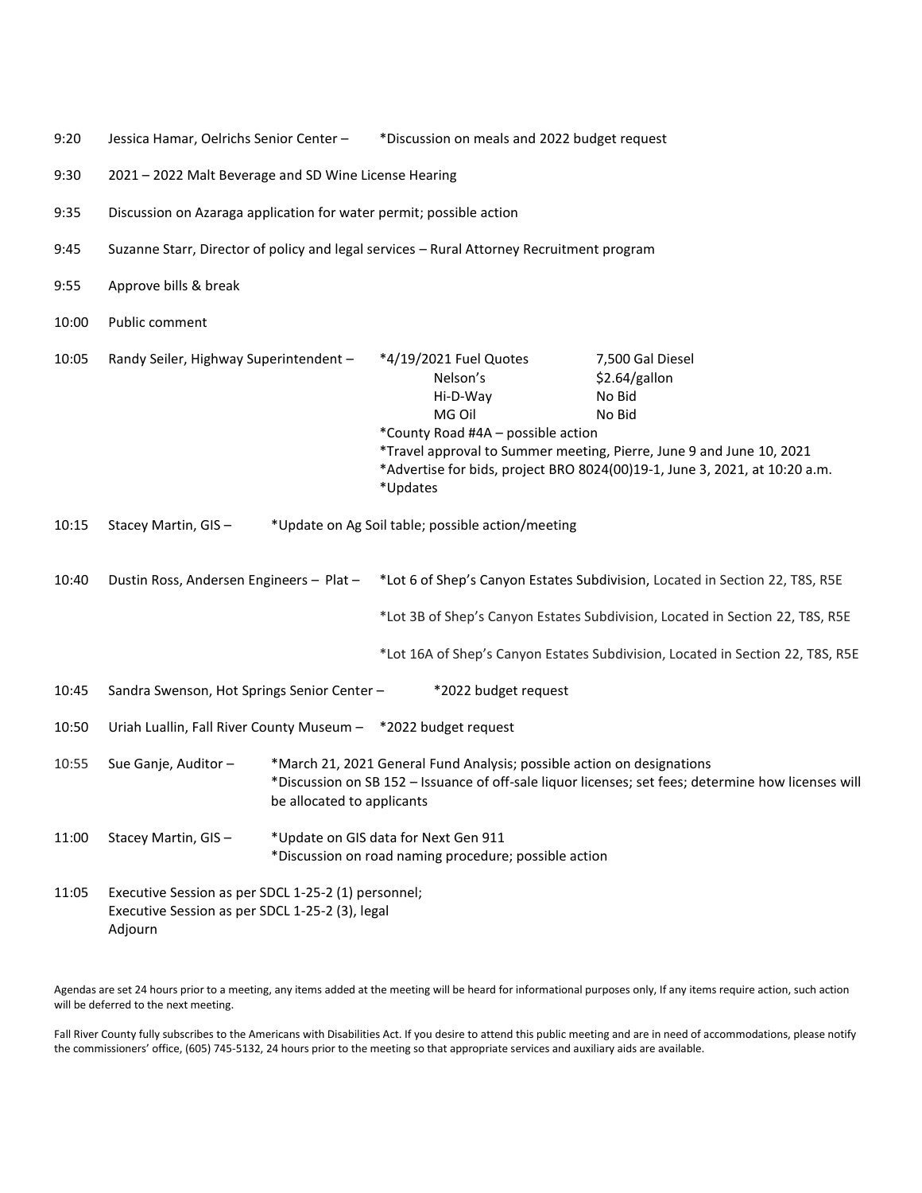9:20 Jessica Hamar, Oelrichs Senior Center – *Discussion on meals and 2022 budget request

9:30 2021 – 2022 Malt Beverage and SD Wine License Hearing

9:35 Discussion on Azaraga application for water permit; possible action

9:45 Suzanne Starr, Director of policy and legal services – Rural Attorney Recruitment program

9:55 Approve bills & break

10:00 Public comment

10:05 Randy Seiler, Highway Superintendent –

| *4/19/2021 Fuel Quotes | 7,500 Gal Diesel |
|---|---|
| Nelson's | $2.64/gallon |
| Hi-D-Way | No Bid |
| MG Oil | No Bid |

*County Road #4A – possible action
*Travel approval to Summer meeting, Pierre, June 9 and June 10, 2021
*Advertise for bids, project BRO 8024(00)19-1, June 3, 2021, at 10:20 a.m.
*Updates

10:15 Stacey Martin, GIS – *Update on Ag Soil table; possible action/meeting

10:40 Dustin Ross, Andersen Engineers – Plat – *Lot 6 of Shep's Canyon Estates Subdivision, Located in Section 22, T8S, R5E

*Lot 3B of Shep's Canyon Estates Subdivision, Located in Section 22, T8S, R5E

*Lot 16A of Shep's Canyon Estates Subdivision, Located in Section 22, T8S, R5E

10:45 Sandra Swenson, Hot Springs Senior Center – *2022 budget request

10:50 Uriah Luallin, Fall River County Museum – *2022 budget request

10:55 Sue Ganje, Auditor – *March 21, 2021 General Fund Analysis; possible action on designations
*Discussion on SB 152 – Issuance of off-sale liquor licenses; set fees; determine how licenses will be allocated to applicants

11:00 Stacey Martin, GIS – *Update on GIS data for Next Gen 911
*Discussion on road naming procedure; possible action

11:05 Executive Session as per SDCL 1-25-2 (1) personnel;
Executive Session as per SDCL 1-25-2 (3), legal
Adjourn

Agendas are set 24 hours prior to a meeting, any items added at the meeting will be heard for informational purposes only, If any items require action, such action will be deferred to the next meeting.

Fall River County fully subscribes to the Americans with Disabilities Act. If you desire to attend this public meeting and are in need of accommodations, please notify the commissioners' office, (605) 745-5132, 24 hours prior to the meeting so that appropriate services and auxiliary aids are available.